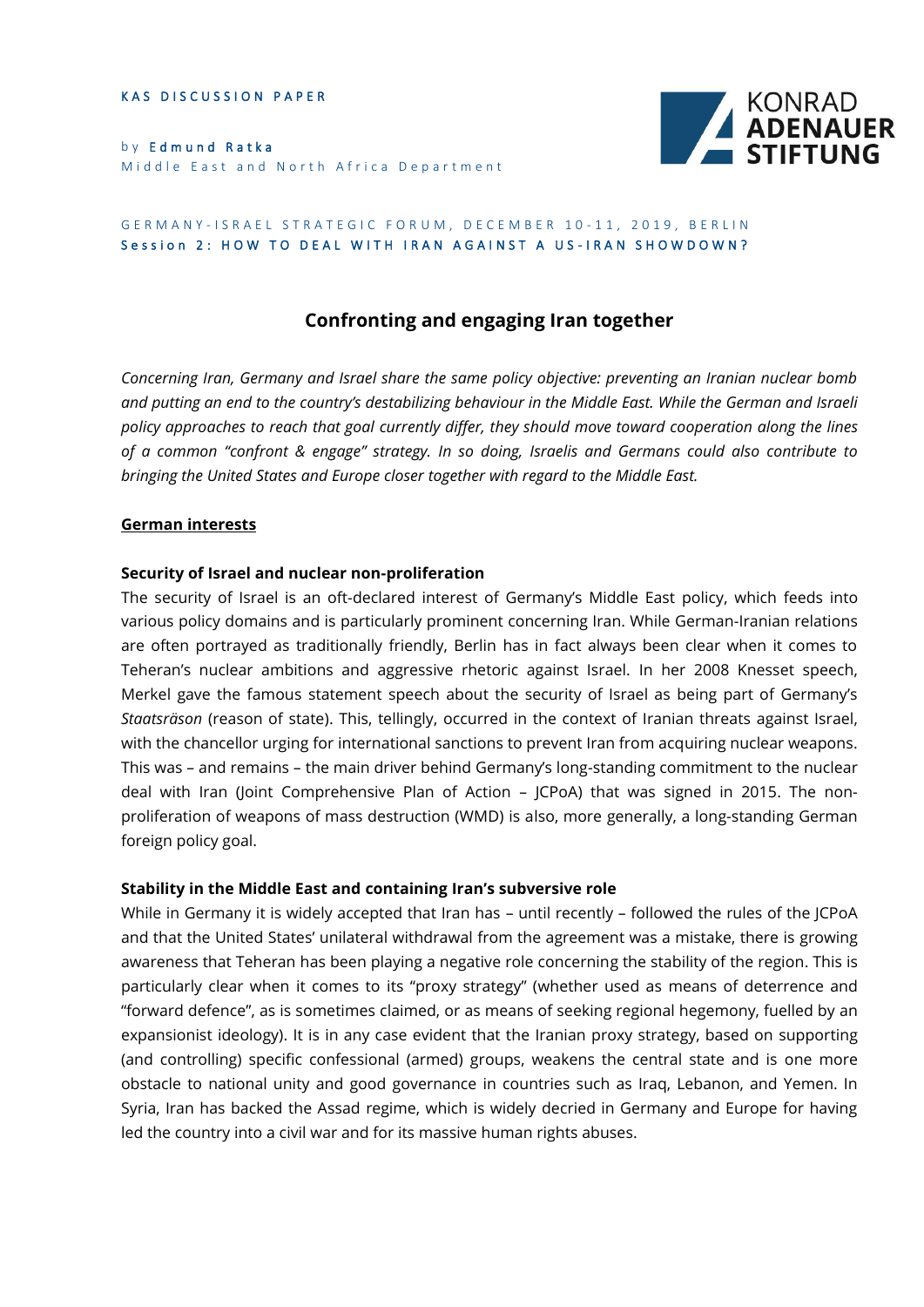KAS DISCUSSION PAPER

by **Edmund Ratka**
Middle East and North Africa Department

GERMANY-ISRAEL STRATEGIC FORUM, DECEMBER 10-11, 2019, BERLIN
**Session 2: HOW TO DEAL WITH IRAN AGAINST A US-IRAN SHOWDOWN?**

# Confronting and engaging Iran together

*Concerning Iran, Germany and Israel share the same policy objective: preventing an Iranian nuclear bomb and putting an end to the country's destabilizing behaviour in the Middle East. While the German and Israeli policy approaches to reach that goal currently differ, they should move toward cooperation along the lines of a common "confront & engage" strategy. In so doing, Israelis and Germans could also contribute to bringing the United States and Europe closer together with regard to the Middle East.*

## German interests

### Security of Israel and nuclear non-proliferation

The security of Israel is an oft-declared interest of Germany's Middle East policy, which feeds into various policy domains and is particularly prominent concerning Iran. While German-Iranian relations are often portrayed as traditionally friendly, Berlin has in fact always been clear when it comes to Teheran's nuclear ambitions and aggressive rhetoric against Israel. In her 2008 Knesset speech, Merkel gave the famous statement speech about the security of Israel as being part of Germany's *Staatsräson* (reason of state). This, tellingly, occurred in the context of Iranian threats against Israel, with the chancellor urging for international sanctions to prevent Iran from acquiring nuclear weapons. This was – and remains – the main driver behind Germany's long-standing commitment to the nuclear deal with Iran (Joint Comprehensive Plan of Action – JCPoA) that was signed in 2015. The non-proliferation of weapons of mass destruction (WMD) is also, more generally, a long-standing German foreign policy goal.

### Stability in the Middle East and containing Iran's subversive role

While in Germany it is widely accepted that Iran has – until recently – followed the rules of the JCPoA and that the United States' unilateral withdrawal from the agreement was a mistake, there is growing awareness that Teheran has been playing a negative role concerning the stability of the region. This is particularly clear when it comes to its "proxy strategy" (whether used as means of deterrence and "forward defence", as is sometimes claimed, or as means of seeking regional hegemony, fuelled by an expansionist ideology). It is in any case evident that the Iranian proxy strategy, based on supporting (and controlling) specific confessional (armed) groups, weakens the central state and is one more obstacle to national unity and good governance in countries such as Iraq, Lebanon, and Yemen. In Syria, Iran has backed the Assad regime, which is widely decried in Germany and Europe for having led the country into a civil war and for its massive human rights abuses.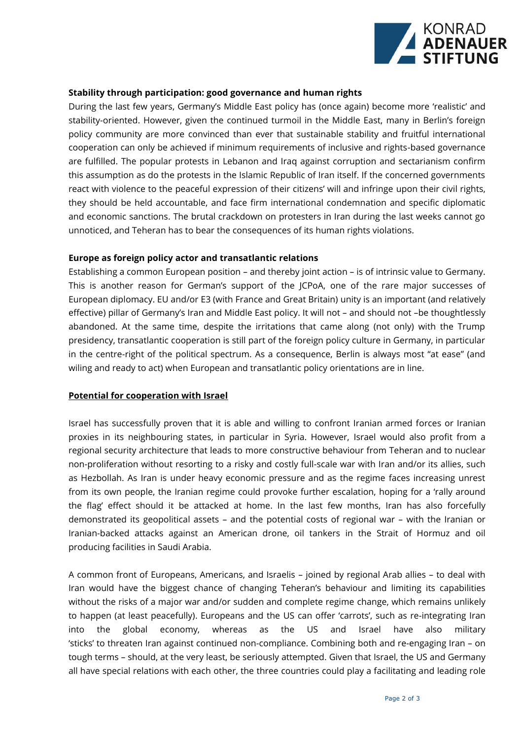**Stability through participation: good governance and human rights**

During the last few years, Germany's Middle East policy has (once again) become more 'realistic' and stability-oriented. However, given the continued turmoil in the Middle East, many in Berlin's foreign policy community are more convinced than ever that sustainable stability and fruitful international cooperation can only be achieved if minimum requirements of inclusive and rights-based governance are fulfilled. The popular protests in Lebanon and Iraq against corruption and sectarianism confirm this assumption as do the protests in the Islamic Republic of Iran itself. If the concerned governments react with violence to the peaceful expression of their citizens' will and infringe upon their civil rights, they should be held accountable, and face firm international condemnation and specific diplomatic and economic sanctions. The brutal crackdown on protesters in Iran during the last weeks cannot go unnoticed, and Teheran has to bear the consequences of its human rights violations.

**Europe as foreign policy actor and transatlantic relations**

Establishing a common European position – and thereby joint action – is of intrinsic value to Germany. This is another reason for German's support of the JCPoA, one of the rare major successes of European diplomacy. EU and/or E3 (with France and Great Britain) unity is an important (and relatively effective) pillar of Germany's Iran and Middle East policy. It will not – and should not –be thoughtlessly abandoned. At the same time, despite the irritations that came along (not only) with the Trump presidency, transatlantic cooperation is still part of the foreign policy culture in Germany, in particular in the centre-right of the political spectrum. As a consequence, Berlin is always most "at ease" (and wiling and ready to act) when European and transatlantic policy orientations are in line.

**Potential for cooperation with Israel**

Israel has successfully proven that it is able and willing to confront Iranian armed forces or Iranian proxies in its neighbouring states, in particular in Syria. However, Israel would also profit from a regional security architecture that leads to more constructive behaviour from Teheran and to nuclear non-proliferation without resorting to a risky and costly full-scale war with Iran and/or its allies, such as Hezbollah. As Iran is under heavy economic pressure and as the regime faces increasing unrest from its own people, the Iranian regime could provoke further escalation, hoping for a 'rally around the flag' effect should it be attacked at home. In the last few months, Iran has also forcefully demonstrated its geopolitical assets – and the potential costs of regional war – with the Iranian or Iranian-backed attacks against an American drone, oil tankers in the Strait of Hormuz and oil producing facilities in Saudi Arabia.

A common front of Europeans, Americans, and Israelis – joined by regional Arab allies – to deal with Iran would have the biggest chance of changing Teheran's behaviour and limiting its capabilities without the risks of a major war and/or sudden and complete regime change, which remains unlikely to happen (at least peacefully). Europeans and the US can offer 'carrots', such as re-integrating Iran into the global economy, whereas as the US and Israel have also military 'sticks' to threaten Iran against continued non-compliance. Combining both and re-engaging Iran – on tough terms – should, at the very least, be seriously attempted. Given that Israel, the US and Germany all have special relations with each other, the three countries could play a facilitating and leading role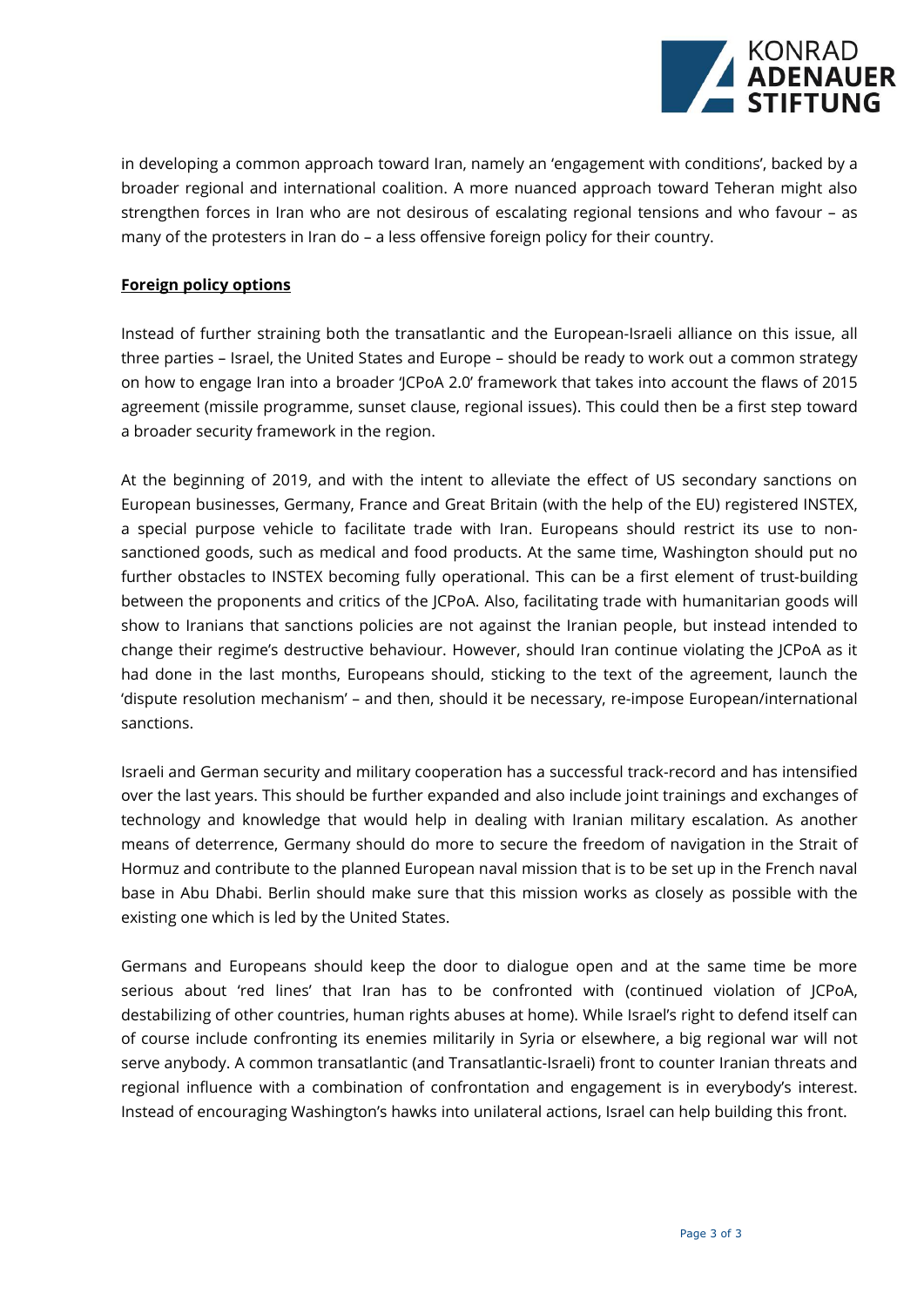in developing a common approach toward Iran, namely an 'engagement with conditions', backed by a broader regional and international coalition. A more nuanced approach toward Teheran might also strengthen forces in Iran who are not desirous of escalating regional tensions and who favour – as many of the protesters in Iran do – a less offensive foreign policy for their country.

## **Foreign policy options**

Instead of further straining both the transatlantic and the European-Israeli alliance on this issue, all three parties – Israel, the United States and Europe – should be ready to work out a common strategy on how to engage Iran into a broader 'JCPoA 2.0' framework that takes into account the flaws of 2015 agreement (missile programme, sunset clause, regional issues). This could then be a first step toward a broader security framework in the region.

At the beginning of 2019, and with the intent to alleviate the effect of US secondary sanctions on European businesses, Germany, France and Great Britain (with the help of the EU) registered INSTEX, a special purpose vehicle to facilitate trade with Iran. Europeans should restrict its use to non-sanctioned goods, such as medical and food products. At the same time, Washington should put no further obstacles to INSTEX becoming fully operational. This can be a first element of trust-building between the proponents and critics of the JCPoA. Also, facilitating trade with humanitarian goods will show to Iranians that sanctions policies are not against the Iranian people, but instead intended to change their regime's destructive behaviour. However, should Iran continue violating the JCPoA as it had done in the last months, Europeans should, sticking to the text of the agreement, launch the 'dispute resolution mechanism' – and then, should it be necessary, re-impose European/international sanctions.

Israeli and German security and military cooperation has a successful track-record and has intensified over the last years. This should be further expanded and also include joint trainings and exchanges of technology and knowledge that would help in dealing with Iranian military escalation. As another means of deterrence, Germany should do more to secure the freedom of navigation in the Strait of Hormuz and contribute to the planned European naval mission that is to be set up in the French naval base in Abu Dhabi. Berlin should make sure that this mission works as closely as possible with the existing one which is led by the United States.

Germans and Europeans should keep the door to dialogue open and at the same time be more serious about 'red lines' that Iran has to be confronted with (continued violation of JCPoA, destabilizing of other countries, human rights abuses at home). While Israel's right to defend itself can of course include confronting its enemies militarily in Syria or elsewhere, a big regional war will not serve anybody. A common transatlantic (and Transatlantic-Israeli) front to counter Iranian threats and regional influence with a combination of confrontation and engagement is in everybody's interest. Instead of encouraging Washington's hawks into unilateral actions, Israel can help building this front.